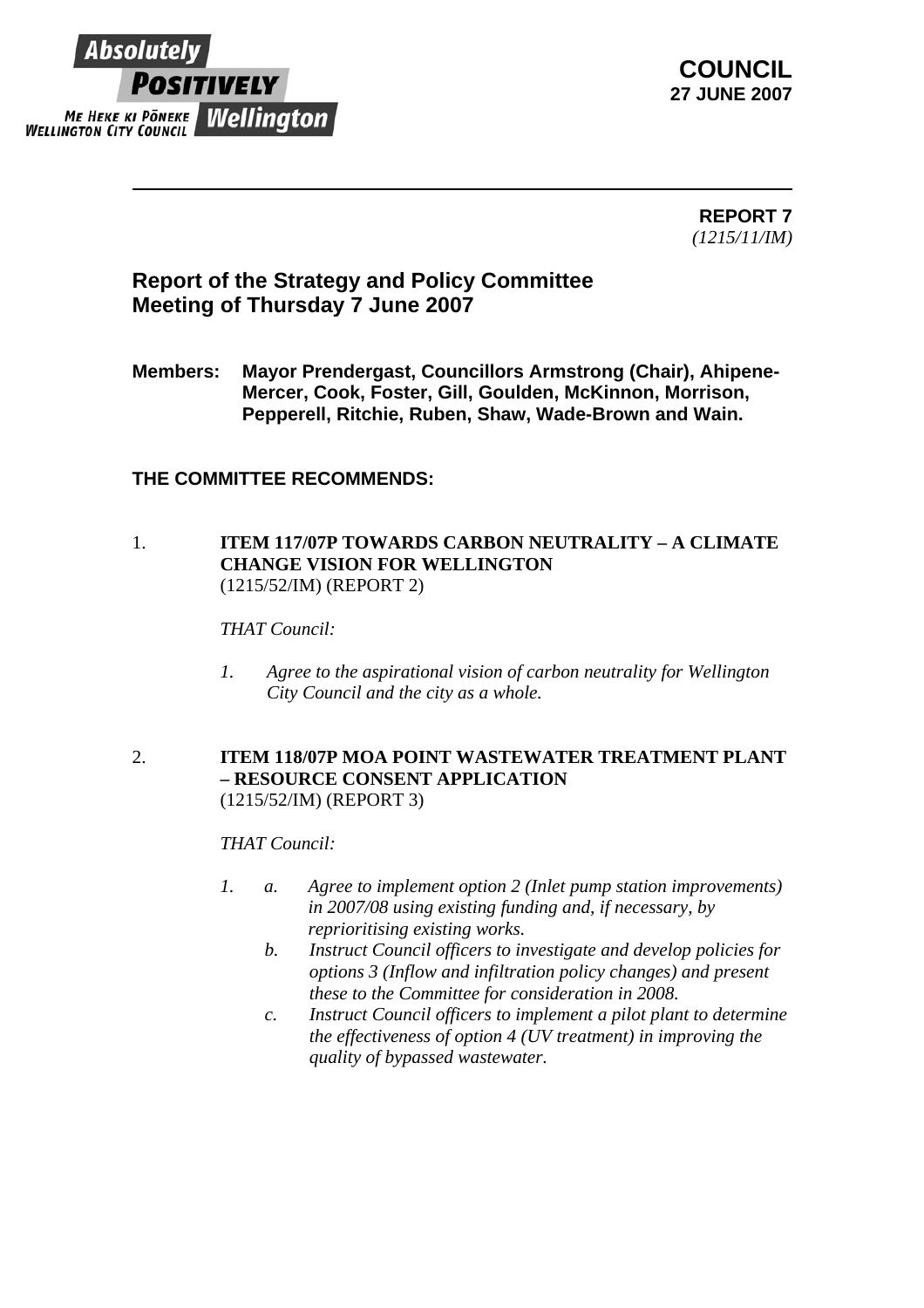Absolutely **POSITIVELY** Wellington
ME HEKE KI PŌNEKE
WELLINGTON CITY COUNCIL

**COUNCIL**
**27 JUNE 2007**

---

**REPORT 7**
*(1215/11/IM)*

## Report of the Strategy and Policy Committee Meeting of Thursday 7 June 2007

**Members: Mayor Prendergast, Councillors Armstrong (Chair), Ahipene-Mercer, Cook, Foster, Gill, Goulden, McKinnon, Morrison, Pepperell, Ritchie, Ruben, Shaw, Wade-Brown and Wain.**

### THE COMMITTEE RECOMMENDS:

1. **ITEM 117/07P TOWARDS CARBON NEUTRALITY – A CLIMATE CHANGE VISION FOR WELLINGTON**
(1215/52/IM) (REPORT 2)

*THAT Council:*

*1. Agree to the aspirational vision of carbon neutrality for Wellington City Council and the city as a whole.*

2. **ITEM 118/07P MOA POINT WASTEWATER TREATMENT PLANT – RESOURCE CONSENT APPLICATION**
(1215/52/IM) (REPORT 3)

*THAT Council:*

*1. a. Agree to implement option 2 (Inlet pump station improvements) in 2007/08 using existing funding and, if necessary, by reprioritising existing works.*
*b. Instruct Council officers to investigate and develop policies for options 3 (Inflow and infiltration policy changes) and present these to the Committee for consideration in 2008.*
*c. Instruct Council officers to implement a pilot plant to determine the effectiveness of option 4 (UV treatment) in improving the quality of bypassed wastewater.*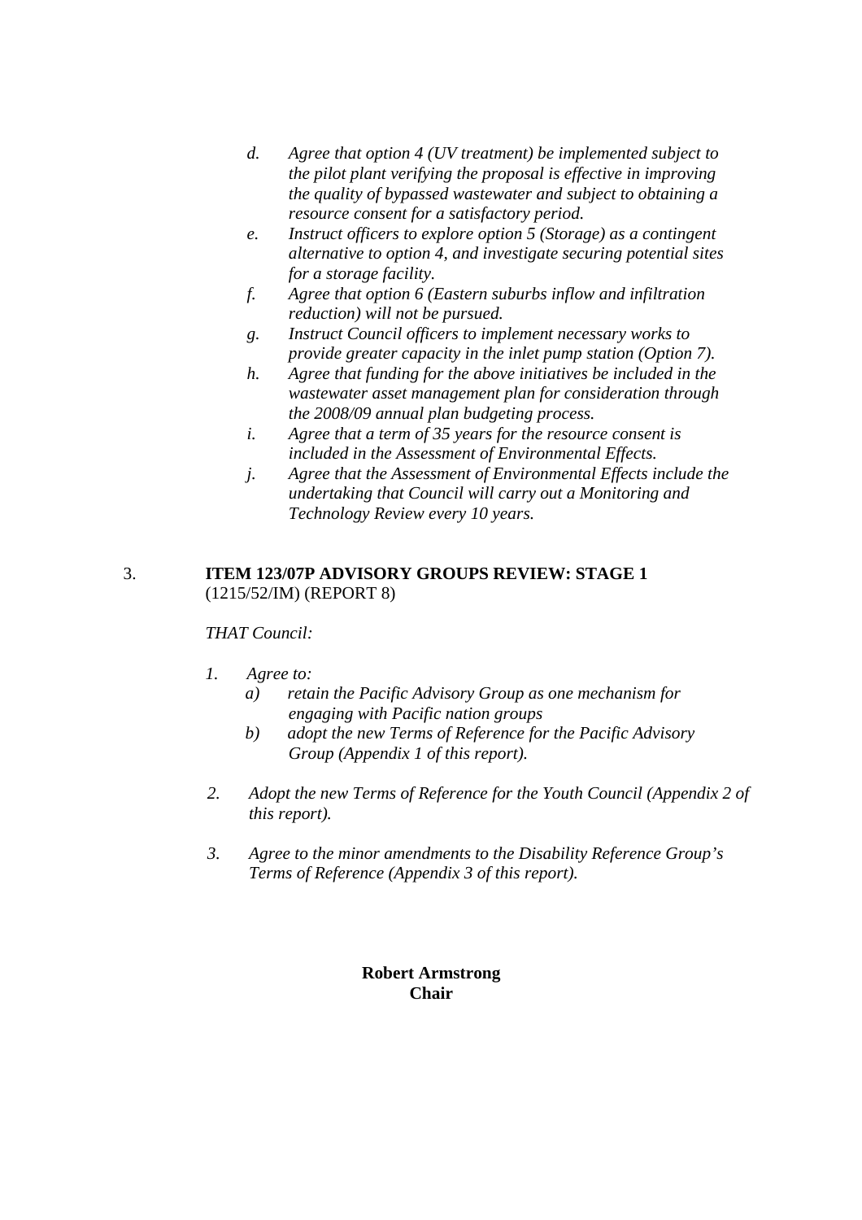- d. *Agree that option 4 (UV treatment) be implemented subject to the pilot plant verifying the proposal is effective in improving the quality of bypassed wastewater and subject to obtaining a resource consent for a satisfactory period.*
- e. *Instruct officers to explore option 5 (Storage) as a contingent alternative to option 4, and investigate securing potential sites for a storage facility.*
- f. *Agree that option 6 (Eastern suburbs inflow and infiltration reduction) will not be pursued.*
- g. *Instruct Council officers to implement necessary works to provide greater capacity in the inlet pump station (Option 7).*
- h. *Agree that funding for the above initiatives be included in the wastewater asset management plan for consideration through the 2008/09 annual plan budgeting process.*
- i. *Agree that a term of 35 years for the resource consent is included in the Assessment of Environmental Effects.*
- j. *Agree that the Assessment of Environmental Effects include the undertaking that Council will carry out a Monitoring and Technology Review every 10 years.*

3. **ITEM 123/07P ADVISORY GROUPS REVIEW: STAGE 1**
(1215/52/IM) (REPORT 8)

*THAT Council:*

1. *Agree to:*
   - a) *retain the Pacific Advisory Group as one mechanism for engaging with Pacific nation groups*
   - b) *adopt the new Terms of Reference for the Pacific Advisory Group (Appendix 1 of this report).*

2. *Adopt the new Terms of Reference for the Youth Council (Appendix 2 of this report).*

3. *Agree to the minor amendments to the Disability Reference Group's Terms of Reference (Appendix 3 of this report).*

**Robert Armstrong**
**Chair**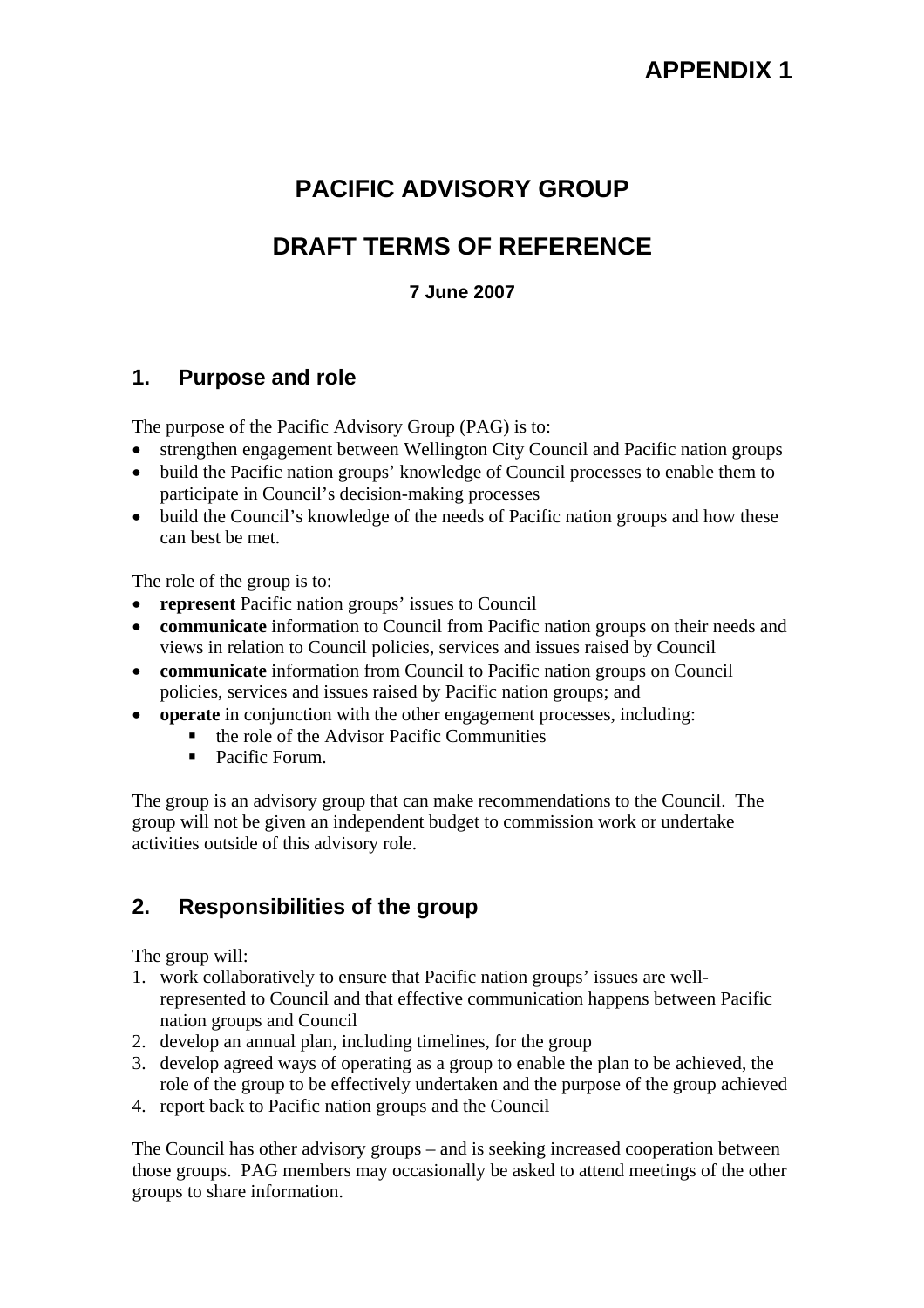APPENDIX 1

# PACIFIC ADVISORY GROUP

# DRAFT TERMS OF REFERENCE

**7 June 2007**

## 1. Purpose and role

The purpose of the Pacific Advisory Group (PAG) is to:

- strengthen engagement between Wellington City Council and Pacific nation groups
- build the Pacific nation groups' knowledge of Council processes to enable them to participate in Council's decision-making processes
- build the Council's knowledge of the needs of Pacific nation groups and how these can best be met.

The role of the group is to:

- **represent** Pacific nation groups' issues to Council
- **communicate** information to Council from Pacific nation groups on their needs and views in relation to Council policies, services and issues raised by Council
- **communicate** information from Council to Pacific nation groups on Council policies, services and issues raised by Pacific nation groups; and
- **operate** in conjunction with the other engagement processes, including:
  - the role of the Advisor Pacific Communities
  - Pacific Forum.

The group is an advisory group that can make recommendations to the Council. The group will not be given an independent budget to commission work or undertake activities outside of this advisory role.

## 2. Responsibilities of the group

The group will:

1. work collaboratively to ensure that Pacific nation groups' issues are well-represented to Council and that effective communication happens between Pacific nation groups and Council
2. develop an annual plan, including timelines, for the group
3. develop agreed ways of operating as a group to enable the plan to be achieved, the role of the group to be effectively undertaken and the purpose of the group achieved
4. report back to Pacific nation groups and the Council

The Council has other advisory groups – and is seeking increased cooperation between those groups. PAG members may occasionally be asked to attend meetings of the other groups to share information.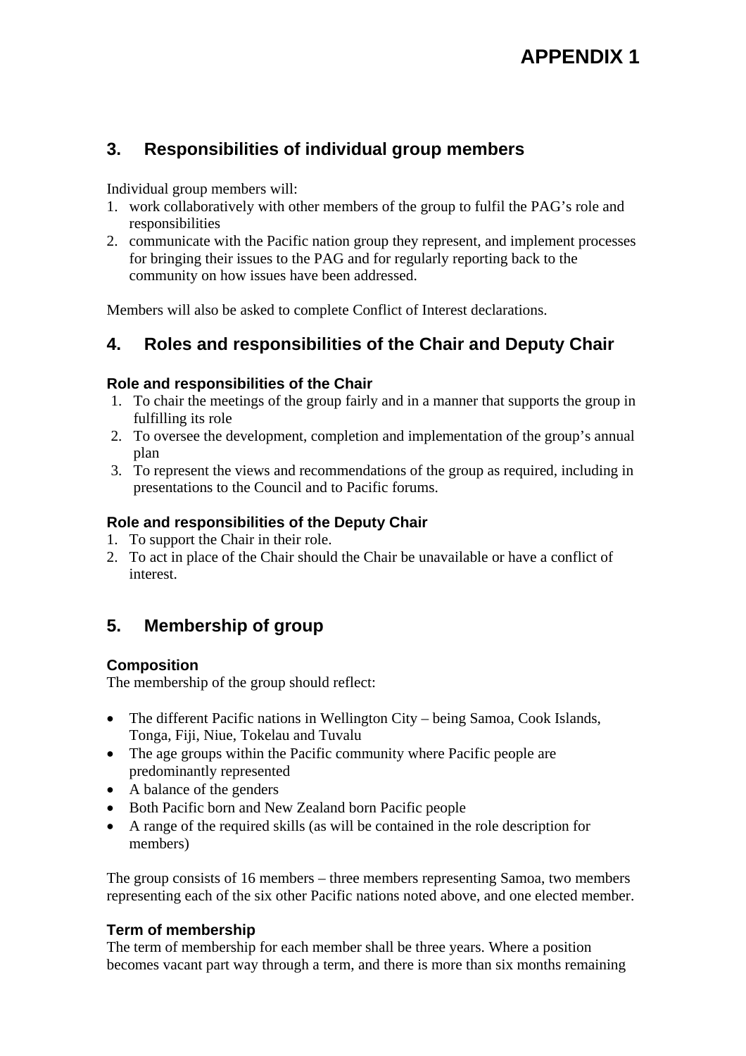# APPENDIX 1

## 3. Responsibilities of individual group members

Individual group members will:

1. work collaboratively with other members of the group to fulfil the PAG's role and responsibilities
2. communicate with the Pacific nation group they represent, and implement processes for bringing their issues to the PAG and for regularly reporting back to the community on how issues have been addressed.

Members will also be asked to complete Conflict of Interest declarations.

## 4. Roles and responsibilities of the Chair and Deputy Chair

### Role and responsibilities of the Chair

1. To chair the meetings of the group fairly and in a manner that supports the group in fulfilling its role
2. To oversee the development, completion and implementation of the group's annual plan
3. To represent the views and recommendations of the group as required, including in presentations to the Council and to Pacific forums.

### Role and responsibilities of the Deputy Chair

1. To support the Chair in their role.
2. To act in place of the Chair should the Chair be unavailable or have a conflict of interest.

## 5. Membership of group

### Composition

The membership of the group should reflect:

- The different Pacific nations in Wellington City – being Samoa, Cook Islands, Tonga, Fiji, Niue, Tokelau and Tuvalu
- The age groups within the Pacific community where Pacific people are predominantly represented
- A balance of the genders
- Both Pacific born and New Zealand born Pacific people
- A range of the required skills (as will be contained in the role description for members)

The group consists of 16 members – three members representing Samoa, two members representing each of the six other Pacific nations noted above, and one elected member.

### Term of membership

The term of membership for each member shall be three years. Where a position becomes vacant part way through a term, and there is more than six months remaining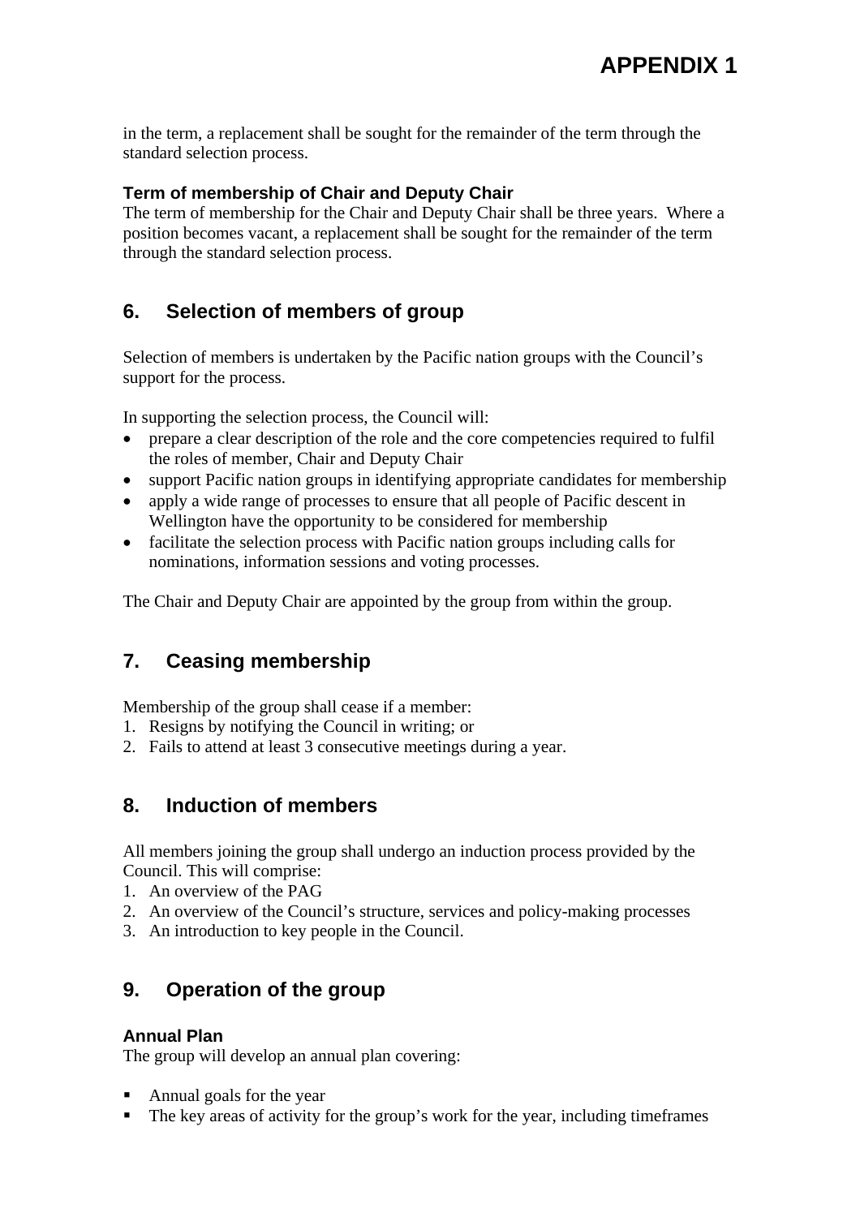in the term, a replacement shall be sought for the remainder of the term through the standard selection process.

**Term of membership of Chair and Deputy Chair**

The term of membership for the Chair and Deputy Chair shall be three years. Where a position becomes vacant, a replacement shall be sought for the remainder of the term through the standard selection process.

## 6. Selection of members of group

Selection of members is undertaken by the Pacific nation groups with the Council's support for the process.

In supporting the selection process, the Council will:

- prepare a clear description of the role and the core competencies required to fulfil the roles of member, Chair and Deputy Chair
- support Pacific nation groups in identifying appropriate candidates for membership
- apply a wide range of processes to ensure that all people of Pacific descent in Wellington have the opportunity to be considered for membership
- facilitate the selection process with Pacific nation groups including calls for nominations, information sessions and voting processes.

The Chair and Deputy Chair are appointed by the group from within the group.

## 7. Ceasing membership

Membership of the group shall cease if a member:

1. Resigns by notifying the Council in writing; or
2. Fails to attend at least 3 consecutive meetings during a year.

## 8. Induction of members

All members joining the group shall undergo an induction process provided by the Council. This will comprise:

1. An overview of the PAG
2. An overview of the Council's structure, services and policy-making processes
3. An introduction to key people in the Council.

## 9. Operation of the group

**Annual Plan**

The group will develop an annual plan covering:

- Annual goals for the year
- The key areas of activity for the group's work for the year, including timeframes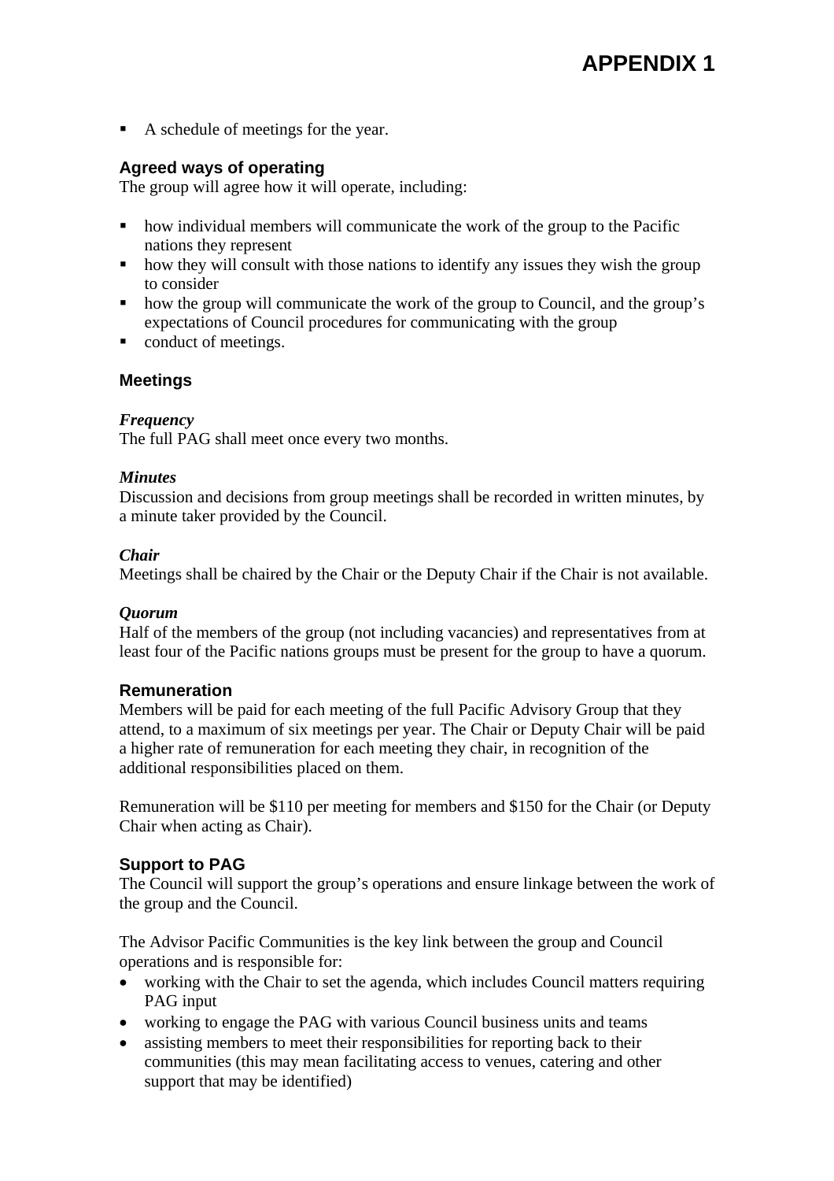- A schedule of meetings for the year.

### Agreed ways of operating

The group will agree how it will operate, including:

- how individual members will communicate the work of the group to the Pacific nations they represent
- how they will consult with those nations to identify any issues they wish the group to consider
- how the group will communicate the work of the group to Council, and the group's expectations of Council procedures for communicating with the group
- conduct of meetings.

### Meetings

***Frequency***

The full PAG shall meet once every two months.

***Minutes***

Discussion and decisions from group meetings shall be recorded in written minutes, by a minute taker provided by the Council.

***Chair***

Meetings shall be chaired by the Chair or the Deputy Chair if the Chair is not available.

***Quorum***

Half of the members of the group (not including vacancies) and representatives from at least four of the Pacific nations groups must be present for the group to have a quorum.

### Remuneration

Members will be paid for each meeting of the full Pacific Advisory Group that they attend, to a maximum of six meetings per year. The Chair or Deputy Chair will be paid a higher rate of remuneration for each meeting they chair, in recognition of the additional responsibilities placed on them.

Remuneration will be $110 per meeting for members and $150 for the Chair (or Deputy Chair when acting as Chair).

### Support to PAG

The Council will support the group's operations and ensure linkage between the work of the group and the Council.

The Advisor Pacific Communities is the key link between the group and Council operations and is responsible for:

- working with the Chair to set the agenda, which includes Council matters requiring PAG input
- working to engage the PAG with various Council business units and teams
- assisting members to meet their responsibilities for reporting back to their communities (this may mean facilitating access to venues, catering and other support that may be identified)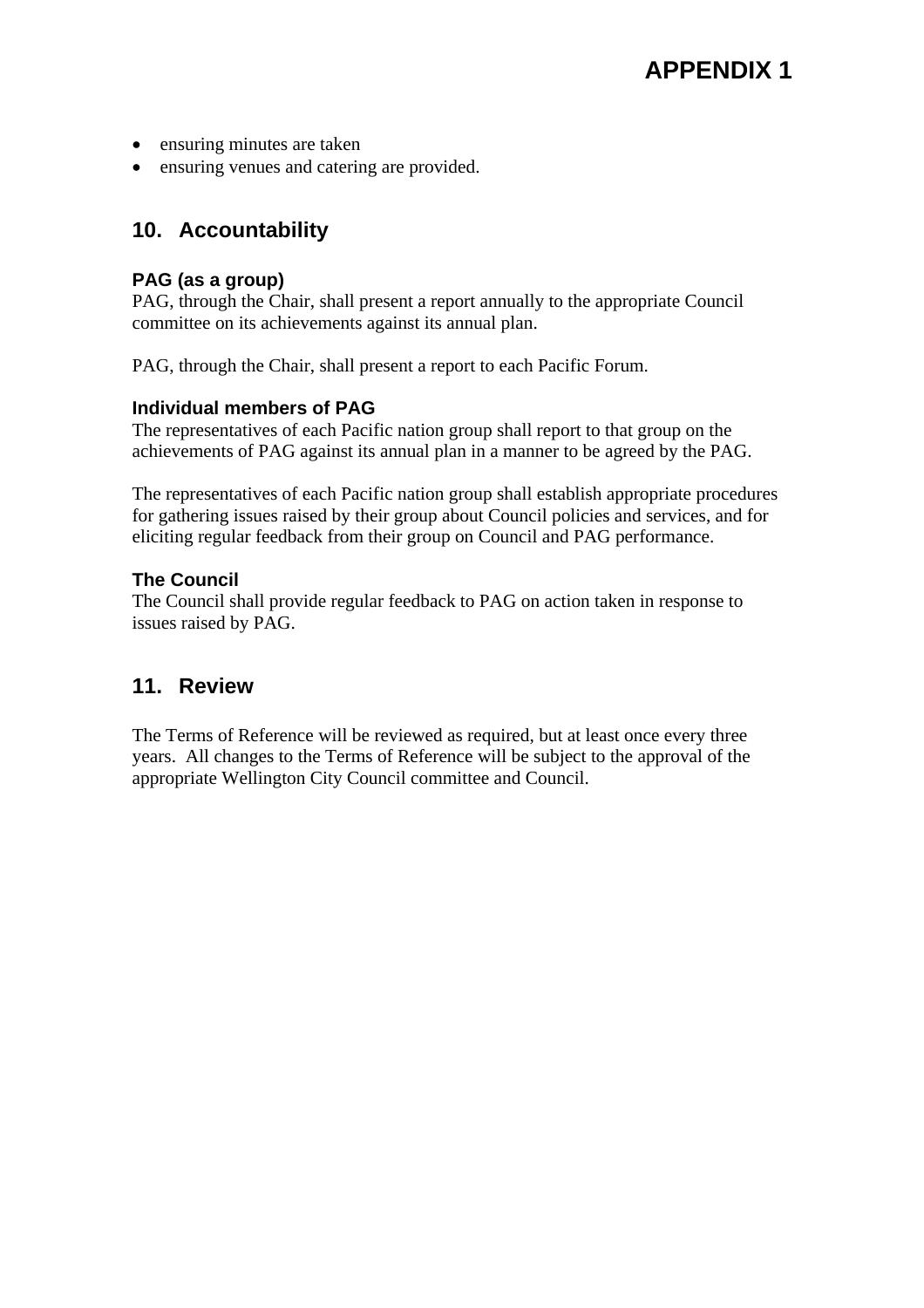- ensuring minutes are taken
- ensuring venues and catering are provided.

## 10. Accountability

### PAG (as a group)

PAG, through the Chair, shall present a report annually to the appropriate Council committee on its achievements against its annual plan.

PAG, through the Chair, shall present a report to each Pacific Forum.

### Individual members of PAG

The representatives of each Pacific nation group shall report to that group on the achievements of PAG against its annual plan in a manner to be agreed by the PAG.

The representatives of each Pacific nation group shall establish appropriate procedures for gathering issues raised by their group about Council policies and services, and for eliciting regular feedback from their group on Council and PAG performance.

### The Council

The Council shall provide regular feedback to PAG on action taken in response to issues raised by PAG.

## 11. Review

The Terms of Reference will be reviewed as required, but at least once every three years. All changes to the Terms of Reference will be subject to the approval of the appropriate Wellington City Council committee and Council.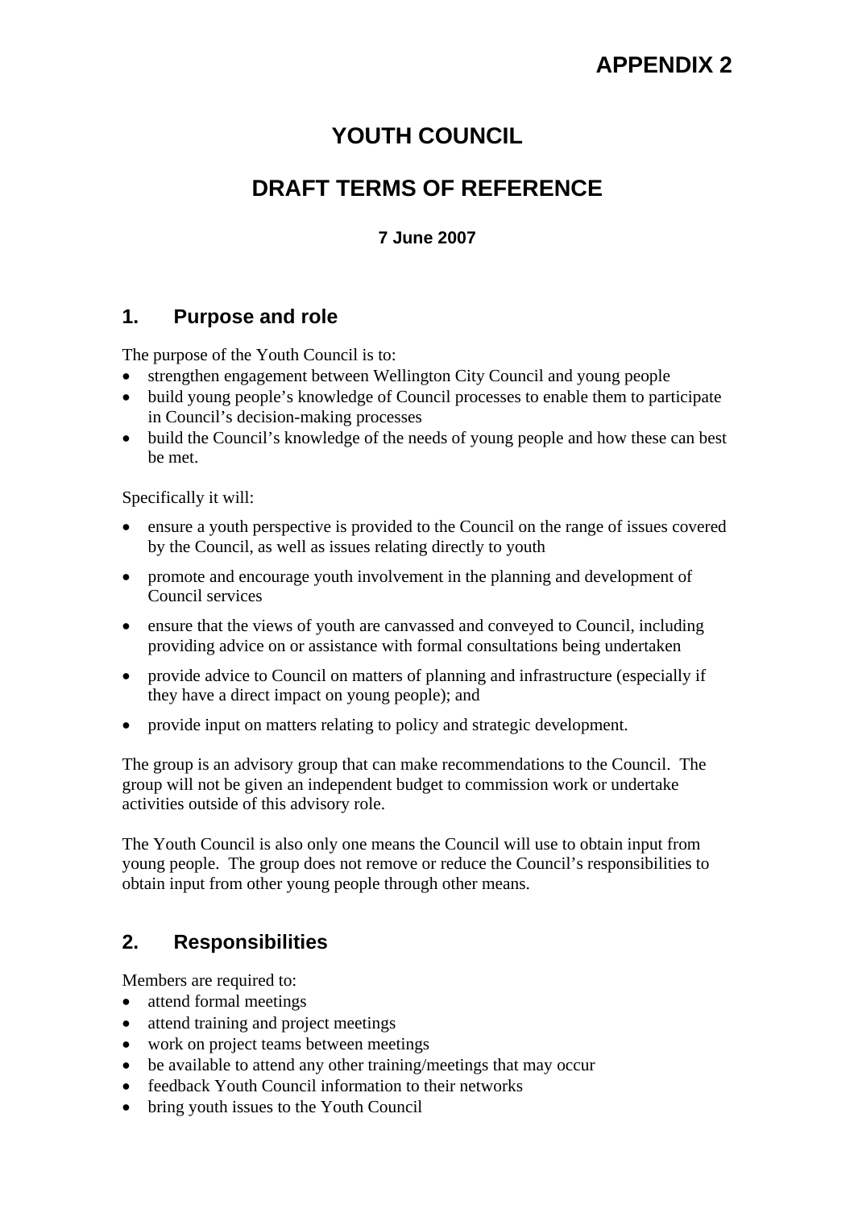**APPENDIX 2**

# YOUTH COUNCIL

# DRAFT TERMS OF REFERENCE

**7 June 2007**

## 1. Purpose and role

The purpose of the Youth Council is to:

- strengthen engagement between Wellington City Council and young people
- build young people's knowledge of Council processes to enable them to participate in Council's decision-making processes
- build the Council's knowledge of the needs of young people and how these can best be met.

Specifically it will:

- ensure a youth perspective is provided to the Council on the range of issues covered by the Council, as well as issues relating directly to youth
- promote and encourage youth involvement in the planning and development of Council services
- ensure that the views of youth are canvassed and conveyed to Council, including providing advice on or assistance with formal consultations being undertaken
- provide advice to Council on matters of planning and infrastructure (especially if they have a direct impact on young people); and
- provide input on matters relating to policy and strategic development.

The group is an advisory group that can make recommendations to the Council. The group will not be given an independent budget to commission work or undertake activities outside of this advisory role.

The Youth Council is also only one means the Council will use to obtain input from young people. The group does not remove or reduce the Council's responsibilities to obtain input from other young people through other means.

## 2. Responsibilities

Members are required to:

- attend formal meetings
- attend training and project meetings
- work on project teams between meetings
- be available to attend any other training/meetings that may occur
- feedback Youth Council information to their networks
- bring youth issues to the Youth Council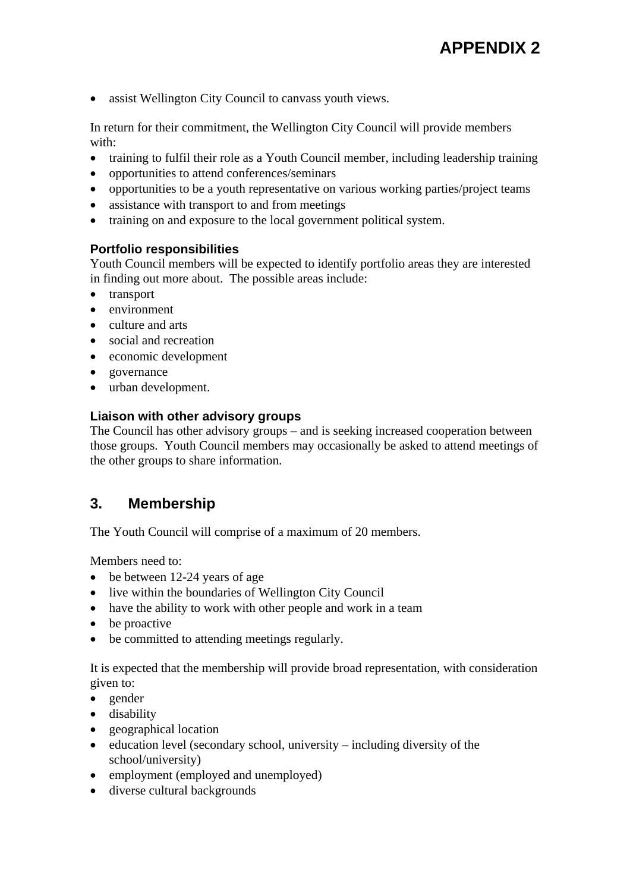- assist Wellington City Council to canvass youth views.

In return for their commitment, the Wellington City Council will provide members with:

- training to fulfil their role as a Youth Council member, including leadership training
- opportunities to attend conferences/seminars
- opportunities to be a youth representative on various working parties/project teams
- assistance with transport to and from meetings
- training on and exposure to the local government political system.

### Portfolio responsibilities

Youth Council members will be expected to identify portfolio areas they are interested in finding out more about. The possible areas include:

- transport
- environment
- culture and arts
- social and recreation
- economic development
- governance
- urban development.

### Liaison with other advisory groups

The Council has other advisory groups – and is seeking increased cooperation between those groups. Youth Council members may occasionally be asked to attend meetings of the other groups to share information.

## 3. Membership

The Youth Council will comprise of a maximum of 20 members.

Members need to:

- be between 12-24 years of age
- live within the boundaries of Wellington City Council
- have the ability to work with other people and work in a team
- be proactive
- be committed to attending meetings regularly.

It is expected that the membership will provide broad representation, with consideration given to:

- gender
- disability
- geographical location
- education level (secondary school, university – including diversity of the school/university)
- employment (employed and unemployed)
- diverse cultural backgrounds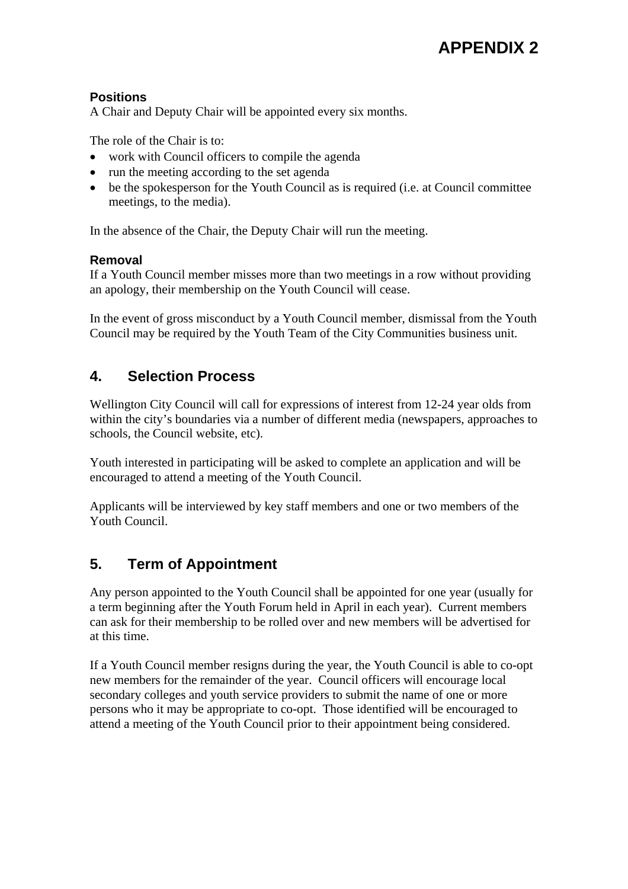# APPENDIX 2

### Positions

A Chair and Deputy Chair will be appointed every six months.

The role of the Chair is to:

- work with Council officers to compile the agenda
- run the meeting according to the set agenda
- be the spokesperson for the Youth Council as is required (i.e. at Council committee meetings, to the media).

In the absence of the Chair, the Deputy Chair will run the meeting.

### Removal

If a Youth Council member misses more than two meetings in a row without providing an apology, their membership on the Youth Council will cease.

In the event of gross misconduct by a Youth Council member, dismissal from the Youth Council may be required by the Youth Team of the City Communities business unit.

## 4. Selection Process

Wellington City Council will call for expressions of interest from 12-24 year olds from within the city's boundaries via a number of different media (newspapers, approaches to schools, the Council website, etc).

Youth interested in participating will be asked to complete an application and will be encouraged to attend a meeting of the Youth Council.

Applicants will be interviewed by key staff members and one or two members of the Youth Council.

## 5. Term of Appointment

Any person appointed to the Youth Council shall be appointed for one year (usually for a term beginning after the Youth Forum held in April in each year). Current members can ask for their membership to be rolled over and new members will be advertised for at this time.

If a Youth Council member resigns during the year, the Youth Council is able to co-opt new members for the remainder of the year. Council officers will encourage local secondary colleges and youth service providers to submit the name of one or more persons who it may be appropriate to co-opt. Those identified will be encouraged to attend a meeting of the Youth Council prior to their appointment being considered.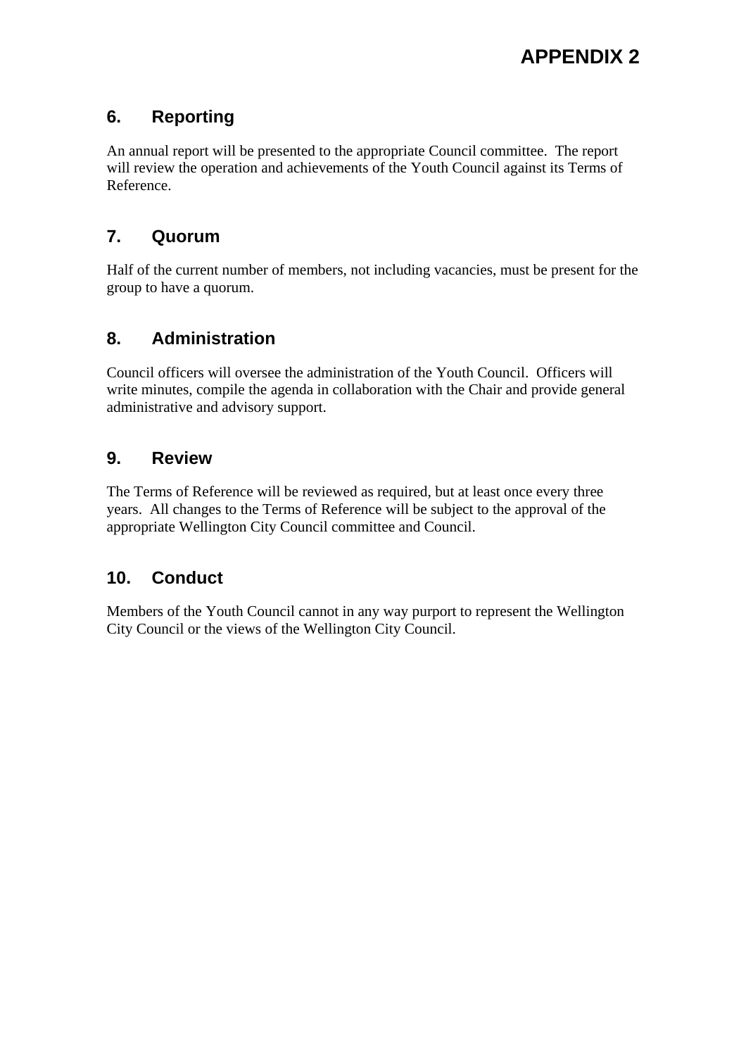# APPENDIX 2

## 6. Reporting

An annual report will be presented to the appropriate Council committee. The report will review the operation and achievements of the Youth Council against its Terms of Reference.

## 7. Quorum

Half of the current number of members, not including vacancies, must be present for the group to have a quorum.

## 8. Administration

Council officers will oversee the administration of the Youth Council. Officers will write minutes, compile the agenda in collaboration with the Chair and provide general administrative and advisory support.

## 9. Review

The Terms of Reference will be reviewed as required, but at least once every three years. All changes to the Terms of Reference will be subject to the approval of the appropriate Wellington City Council committee and Council.

## 10. Conduct

Members of the Youth Council cannot in any way purport to represent the Wellington City Council or the views of the Wellington City Council.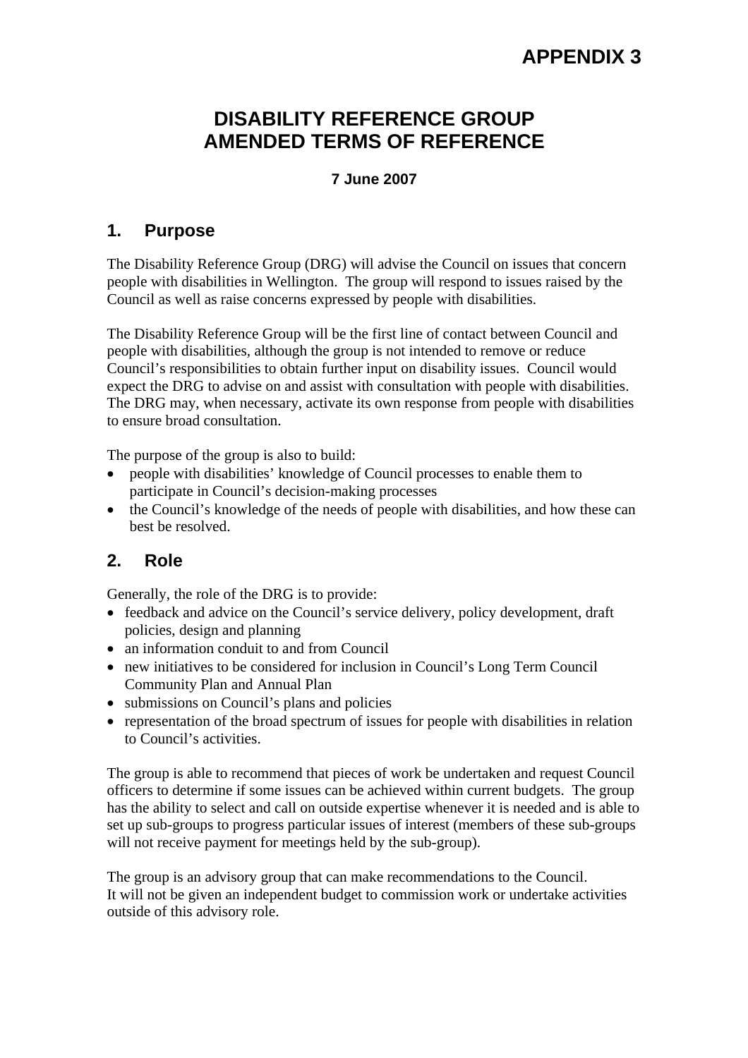**APPENDIX 3**

# DISABILITY REFERENCE GROUP AMENDED TERMS OF REFERENCE

**7 June 2007**

## 1. Purpose

The Disability Reference Group (DRG) will advise the Council on issues that concern people with disabilities in Wellington. The group will respond to issues raised by the Council as well as raise concerns expressed by people with disabilities.

The Disability Reference Group will be the first line of contact between Council and people with disabilities, although the group is not intended to remove or reduce Council's responsibilities to obtain further input on disability issues. Council would expect the DRG to advise on and assist with consultation with people with disabilities. The DRG may, when necessary, activate its own response from people with disabilities to ensure broad consultation.

The purpose of the group is also to build:

- people with disabilities' knowledge of Council processes to enable them to participate in Council's decision-making processes
- the Council's knowledge of the needs of people with disabilities, and how these can best be resolved.

## 2. Role

Generally, the role of the DRG is to provide:

- feedback and advice on the Council's service delivery, policy development, draft policies, design and planning
- an information conduit to and from Council
- new initiatives to be considered for inclusion in Council's Long Term Council Community Plan and Annual Plan
- submissions on Council's plans and policies
- representation of the broad spectrum of issues for people with disabilities in relation to Council's activities.

The group is able to recommend that pieces of work be undertaken and request Council officers to determine if some issues can be achieved within current budgets. The group has the ability to select and call on outside expertise whenever it is needed and is able to set up sub-groups to progress particular issues of interest (members of these sub-groups will not receive payment for meetings held by the sub-group).

The group is an advisory group that can make recommendations to the Council. It will not be given an independent budget to commission work or undertake activities outside of this advisory role.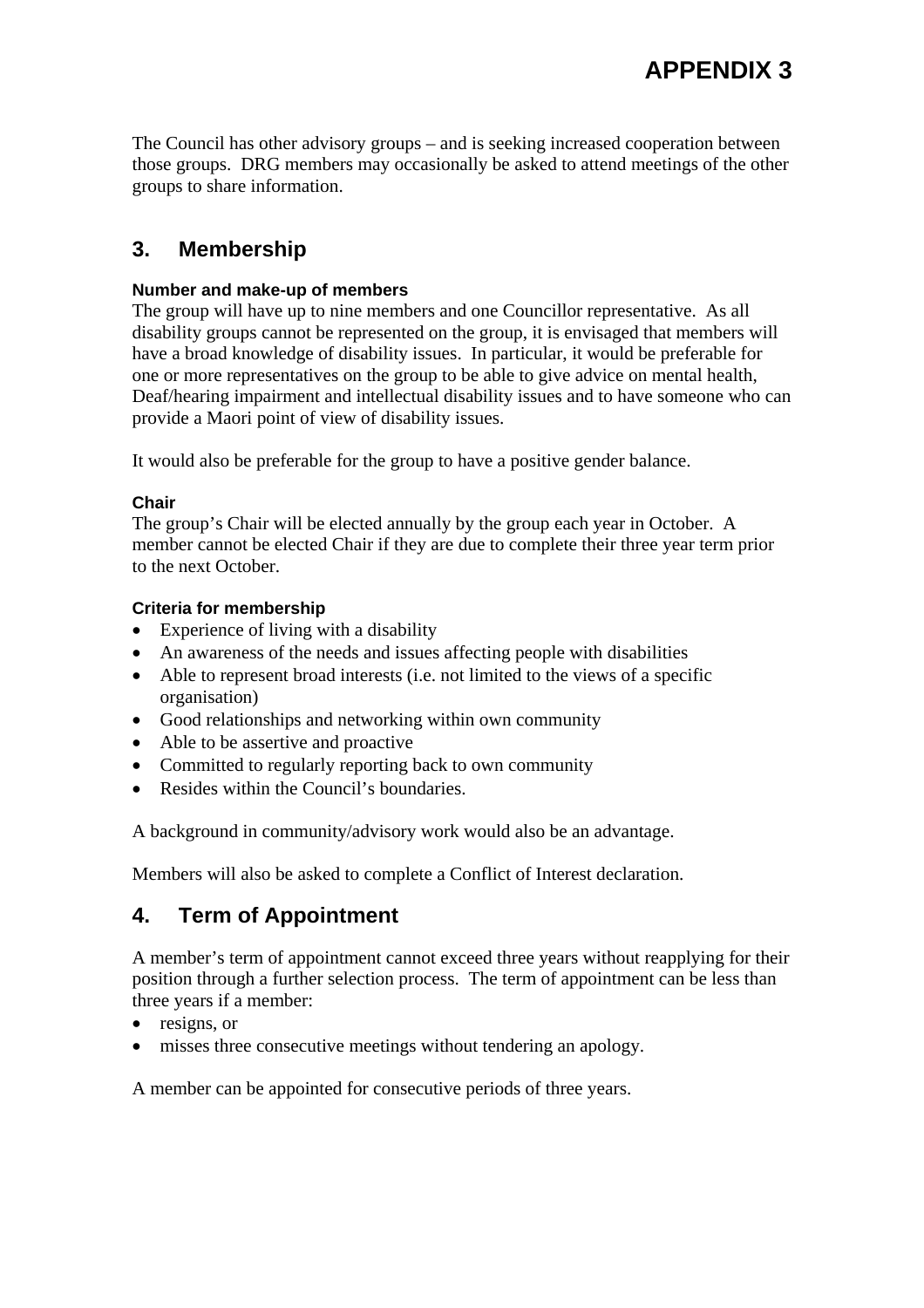The Council has other advisory groups – and is seeking increased cooperation between those groups. DRG members may occasionally be asked to attend meetings of the other groups to share information.

## 3. Membership

#### Number and make-up of members

The group will have up to nine members and one Councillor representative. As all disability groups cannot be represented on the group, it is envisaged that members will have a broad knowledge of disability issues. In particular, it would be preferable for one or more representatives on the group to be able to give advice on mental health, Deaf/hearing impairment and intellectual disability issues and to have someone who can provide a Maori point of view of disability issues.

It would also be preferable for the group to have a positive gender balance.

#### Chair

The group's Chair will be elected annually by the group each year in October. A member cannot be elected Chair if they are due to complete their three year term prior to the next October.

#### Criteria for membership

- Experience of living with a disability
- An awareness of the needs and issues affecting people with disabilities
- Able to represent broad interests (i.e. not limited to the views of a specific organisation)
- Good relationships and networking within own community
- Able to be assertive and proactive
- Committed to regularly reporting back to own community
- Resides within the Council's boundaries.

A background in community/advisory work would also be an advantage.

Members will also be asked to complete a Conflict of Interest declaration.

## 4. Term of Appointment

A member's term of appointment cannot exceed three years without reapplying for their position through a further selection process. The term of appointment can be less than three years if a member:

- resigns, or
- misses three consecutive meetings without tendering an apology.

A member can be appointed for consecutive periods of three years.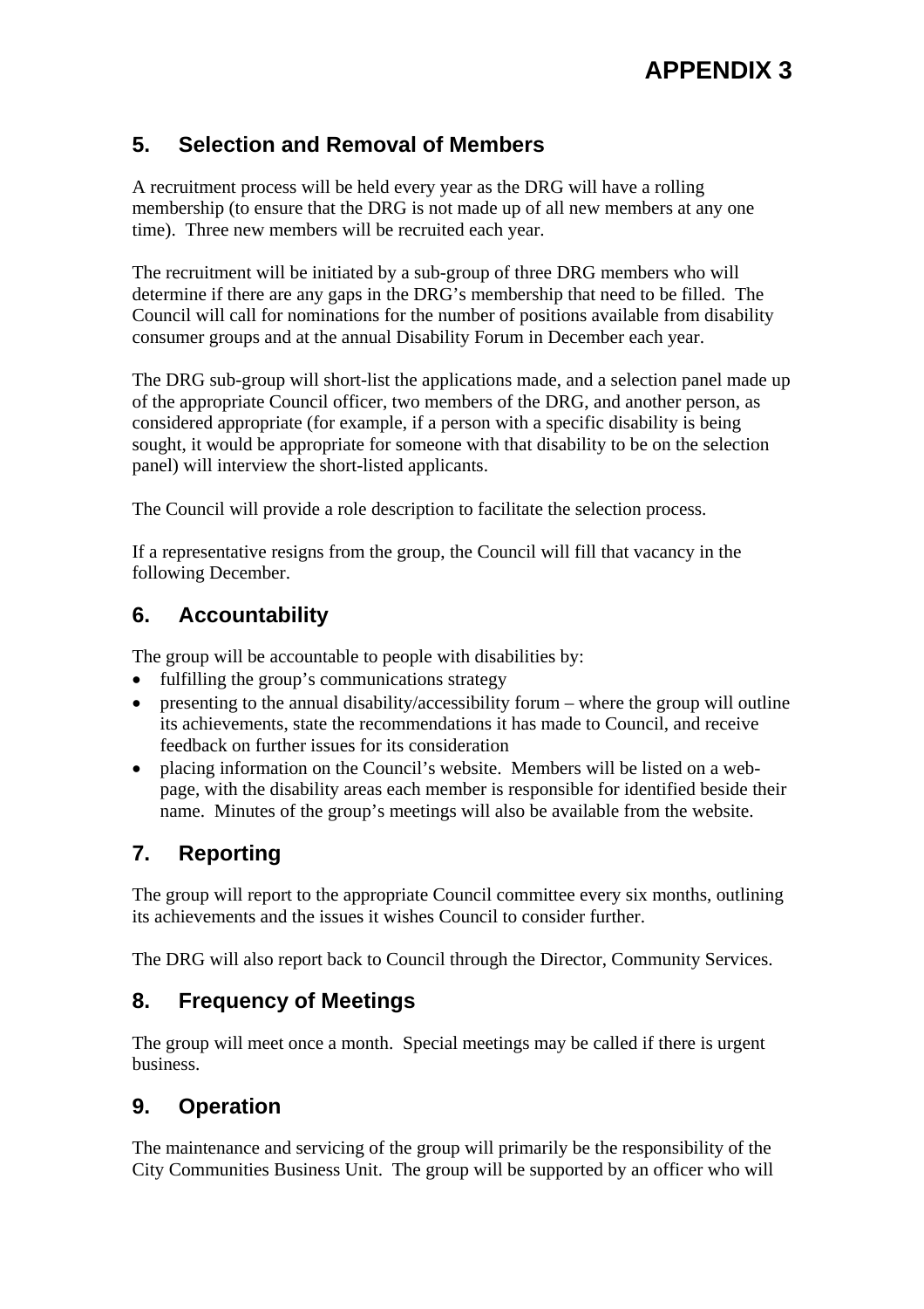# APPENDIX 3

## 5. Selection and Removal of Members

A recruitment process will be held every year as the DRG will have a rolling membership (to ensure that the DRG is not made up of all new members at any one time). Three new members will be recruited each year.

The recruitment will be initiated by a sub-group of three DRG members who will determine if there are any gaps in the DRG's membership that need to be filled. The Council will call for nominations for the number of positions available from disability consumer groups and at the annual Disability Forum in December each year.

The DRG sub-group will short-list the applications made, and a selection panel made up of the appropriate Council officer, two members of the DRG, and another person, as considered appropriate (for example, if a person with a specific disability is being sought, it would be appropriate for someone with that disability to be on the selection panel) will interview the short-listed applicants.

The Council will provide a role description to facilitate the selection process.

If a representative resigns from the group, the Council will fill that vacancy in the following December.

## 6. Accountability

The group will be accountable to people with disabilities by:

- fulfilling the group's communications strategy
- presenting to the annual disability/accessibility forum – where the group will outline its achievements, state the recommendations it has made to Council, and receive feedback on further issues for its consideration
- placing information on the Council's website. Members will be listed on a web-page, with the disability areas each member is responsible for identified beside their name. Minutes of the group's meetings will also be available from the website.

## 7. Reporting

The group will report to the appropriate Council committee every six months, outlining its achievements and the issues it wishes Council to consider further.

The DRG will also report back to Council through the Director, Community Services.

## 8. Frequency of Meetings

The group will meet once a month. Special meetings may be called if there is urgent business.

## 9. Operation

The maintenance and servicing of the group will primarily be the responsibility of the City Communities Business Unit. The group will be supported by an officer who will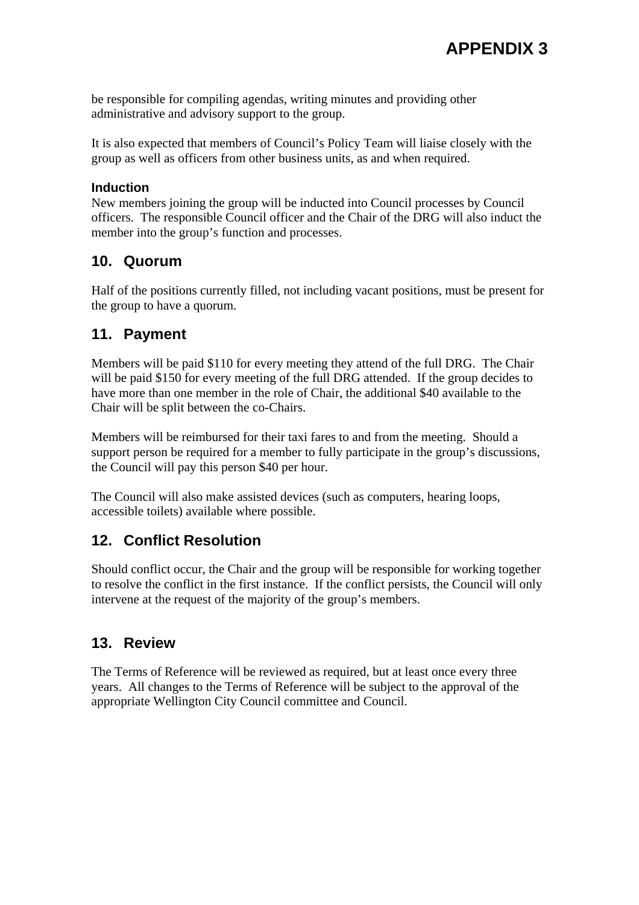be responsible for compiling agendas, writing minutes and providing other administrative and advisory support to the group.

It is also expected that members of Council's Policy Team will liaise closely with the group as well as officers from other business units, as and when required.

### Induction

New members joining the group will be inducted into Council processes by Council officers. The responsible Council officer and the Chair of the DRG will also induct the member into the group's function and processes.

## 10. Quorum

Half of the positions currently filled, not including vacant positions, must be present for the group to have a quorum.

## 11. Payment

Members will be paid $110 for every meeting they attend of the full DRG. The Chair will be paid $150 for every meeting of the full DRG attended. If the group decides to have more than one member in the role of Chair, the additional $40 available to the Chair will be split between the co-Chairs.

Members will be reimbursed for their taxi fares to and from the meeting. Should a support person be required for a member to fully participate in the group's discussions, the Council will pay this person $40 per hour.

The Council will also make assisted devices (such as computers, hearing loops, accessible toilets) available where possible.

## 12. Conflict Resolution

Should conflict occur, the Chair and the group will be responsible for working together to resolve the conflict in the first instance. If the conflict persists, the Council will only intervene at the request of the majority of the group's members.

## 13. Review

The Terms of Reference will be reviewed as required, but at least once every three years. All changes to the Terms of Reference will be subject to the approval of the appropriate Wellington City Council committee and Council.